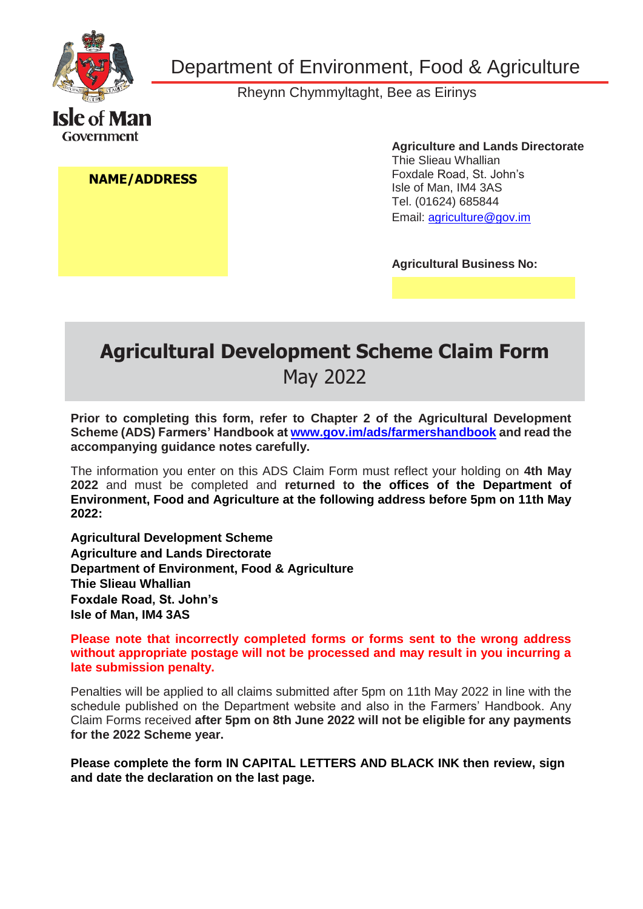Department of Environment, Food & Agriculture

Rheynn Chymmyltaght, Bee as Eirinys

Isle of Man Government

**NAME/ADDRESS**

**Agriculture and Lands Directorate**
Thie Slieau Whallian
Foxdale Road, St. John's
Isle of Man, IM4 3AS
Tel. (01624) 685844
Email: agriculture@gov.im

**Agricultural Business No:**

# Agricultural Development Scheme Claim Form

## May 2022

**Prior to completing this form, refer to Chapter 2 of the Agricultural Development Scheme (ADS) Farmers' Handbook at www.gov.im/ads/farmershandbook and read the accompanying guidance notes carefully.**

The information you enter on this ADS Claim Form must reflect your holding on **4th May 2022** and must be completed and **returned to the offices of the Department of Environment, Food and Agriculture at the following address before 5pm on 11th May 2022:**

**Agricultural Development Scheme**
**Agriculture and Lands Directorate**
**Department of Environment, Food & Agriculture**
**Thie Slieau Whallian**
**Foxdale Road, St. John's**
**Isle of Man, IM4 3AS**

**Please note that incorrectly completed forms or forms sent to the wrong address without appropriate postage will not be processed and may result in you incurring a late submission penalty.**

Penalties will be applied to all claims submitted after 5pm on 11th May 2022 in line with the schedule published on the Department website and also in the Farmers' Handbook. Any Claim Forms received **after 5pm on 8th June 2022 will not be eligible for any payments for the 2022 Scheme year.**

**Please complete the form IN CAPITAL LETTERS AND BLACK INK then review, sign and date the declaration on the last page.**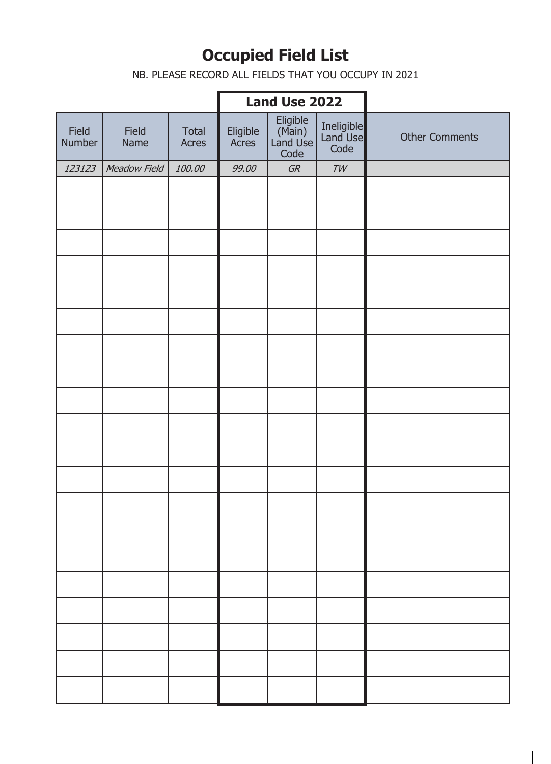# Occupied Field List

NB. PLEASE RECORD ALL FIELDS THAT YOU OCCUPY IN 2021

| | | | Land Use 2022 | | | |
|---|---|---|---|---|---|---|
| Field Number | Field Name | Total Acres | Eligible Acres | Eligible (Main) Land Use Code | Ineligible Land Use Code | Other Comments |
| *123123* | *Meadow Field* | *100.00* | *99.00* | *GR* | *TW* | |
| | | | | | | |
| | | | | | | |
| | | | | | | |
| | | | | | | |
| | | | | | | |
| | | | | | | |
| | | | | | | |
| | | | | | | |
| | | | | | | |
| | | | | | | |
| | | | | | | |
| | | | | | | |
| | | | | | | |
| | | | | | | |
| | | | | | | |
| | | | | | | |
| | | | | | | |
| | | | | | | |
| | | | | | | |
| | | | | | | |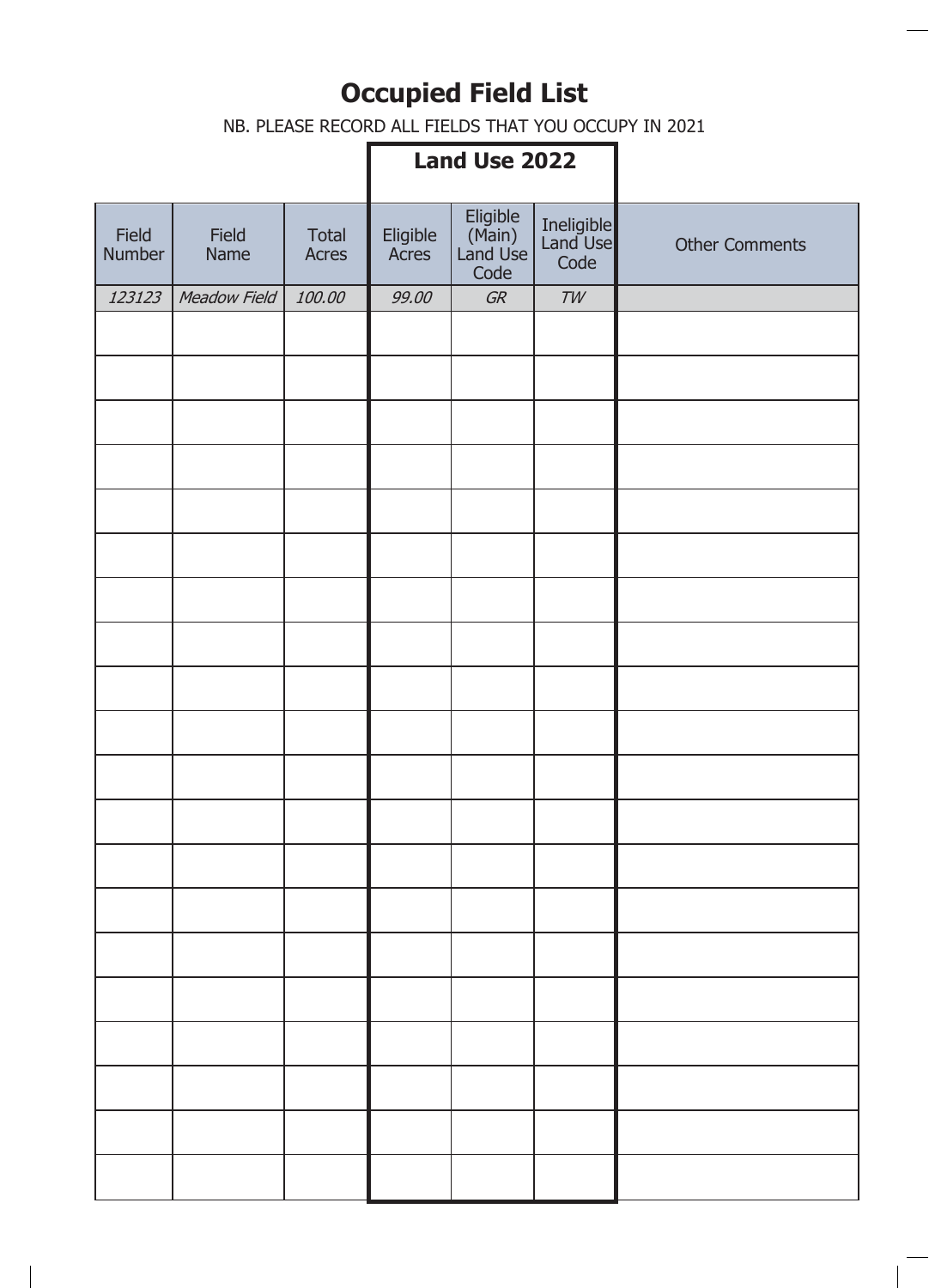# Occupied Field List

NB. PLEASE RECORD ALL FIELDS THAT YOU OCCUPY IN 2021

| | | | Land Use 2022 | | | |
|---|---|---|---|---|---|---|
| Field Number | Field Name | Total Acres | Eligible Acres | Eligible (Main) Land Use Code | Ineligible Land Use Code | Other Comments |
| *123123* | *Meadow Field* | *100.00* | *99.00* | *GR* | *TW* | |
| | | | | | | |
| | | | | | | |
| | | | | | | |
| | | | | | | |
| | | | | | | |
| | | | | | | |
| | | | | | | |
| | | | | | | |
| | | | | | | |
| | | | | | | |
| | | | | | | |
| | | | | | | |
| | | | | | | |
| | | | | | | |
| | | | | | | |
| | | | | | | |
| | | | | | | |
| | | | | | | |
| | | | | | | |
| | | | | | | |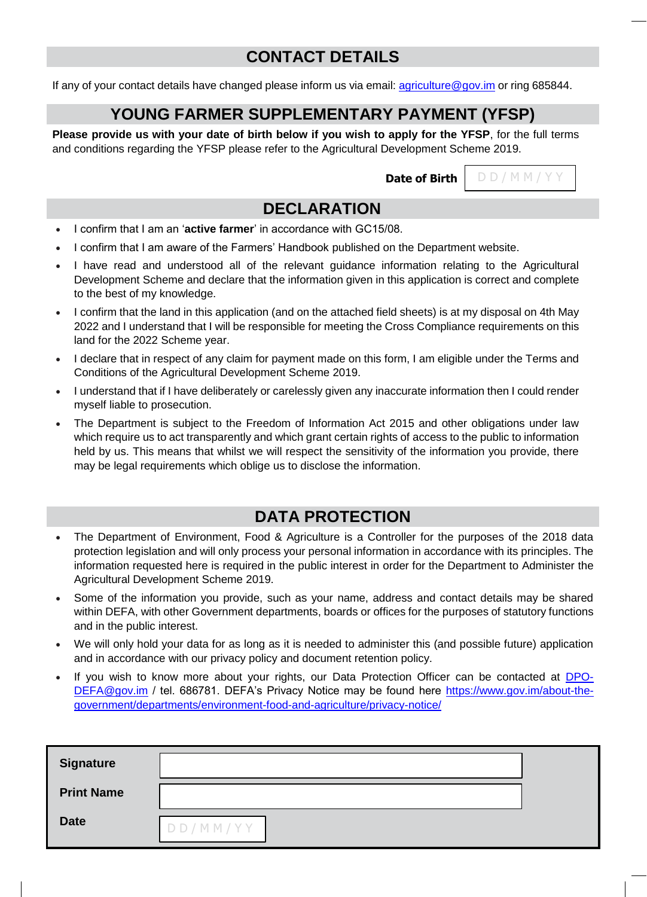## CONTACT DETAILS

If any of your contact details have changed please inform us via email: agriculture@gov.im or ring 685844.

## YOUNG FARMER SUPPLEMENTARY PAYMENT (YFSP)

**Please provide us with your date of birth below if you wish to apply for the YFSP**, for the full terms and conditions regarding the YFSP please refer to the Agricultural Development Scheme 2019.

**Date of Birth** DD / MM / YY

## DECLARATION

- I confirm that I am an '**active farmer**' in accordance with GC15/08.
- I confirm that I am aware of the Farmers' Handbook published on the Department website.
- I have read and understood all of the relevant guidance information relating to the Agricultural Development Scheme and declare that the information given in this application is correct and complete to the best of my knowledge.
- I confirm that the land in this application (and on the attached field sheets) is at my disposal on 4th May 2022 and I understand that I will be responsible for meeting the Cross Compliance requirements on this land for the 2022 Scheme year.
- I declare that in respect of any claim for payment made on this form, I am eligible under the Terms and Conditions of the Agricultural Development Scheme 2019.
- I understand that if I have deliberately or carelessly given any inaccurate information then I could render myself liable to prosecution.
- The Department is subject to the Freedom of Information Act 2015 and other obligations under law which require us to act transparently and which grant certain rights of access to the public to information held by us. This means that whilst we will respect the sensitivity of the information you provide, there may be legal requirements which oblige us to disclose the information.

## DATA PROTECTION

- The Department of Environment, Food & Agriculture is a Controller for the purposes of the 2018 data protection legislation and will only process your personal information in accordance with its principles. The information requested here is required in the public interest in order for the Department to Administer the Agricultural Development Scheme 2019.
- Some of the information you provide, such as your name, address and contact details may be shared within DEFA, with other Government departments, boards or offices for the purposes of statutory functions and in the public interest.
- We will only hold your data for as long as it is needed to administer this (and possible future) application and in accordance with our privacy policy and document retention policy.
- If you wish to know more about your rights, our Data Protection Officer can be contacted at DPO-DEFA@gov.im / tel. 686781. DEFA's Privacy Notice may be found here https://www.gov.im/about-the-government/departments/environment-food-and-agriculture/privacy-notice/

| | |
|---|---|
| **Signature** | |
| **Print Name** | |
| **Date** | DD / MM / YY |